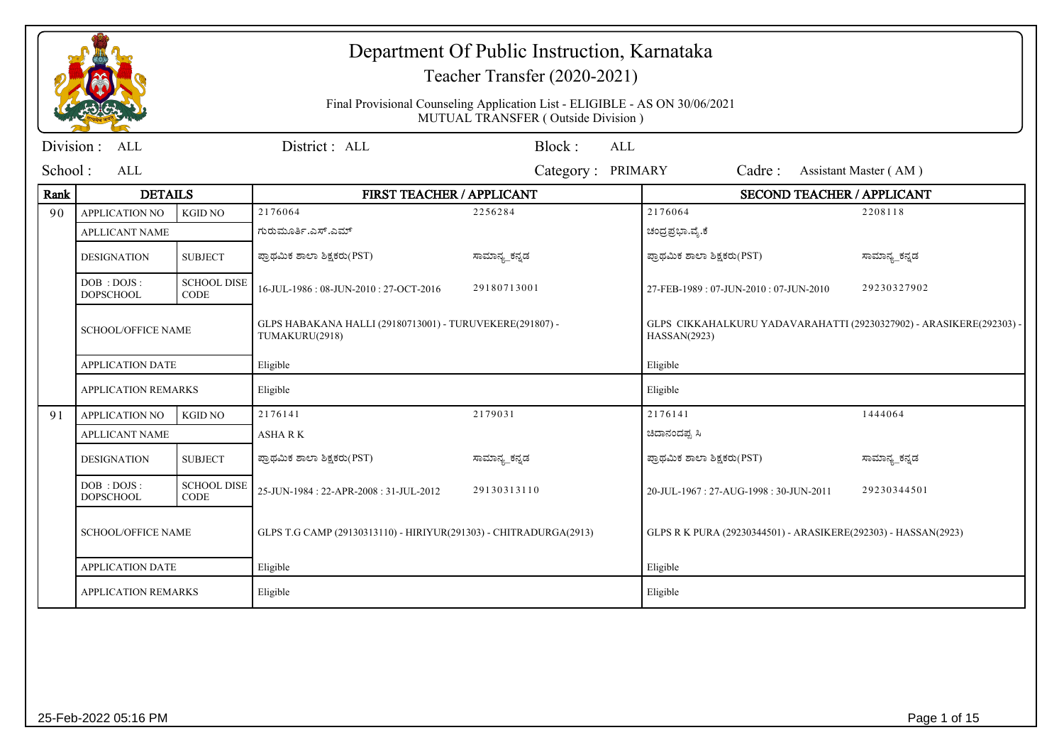# Department Of Public Instruction, Karnataka

Teacher Transfer (2020-2021)

Final Provisional Counseling Application List - ELIGIBLE - AS ON 30/06/2021
MUTUAL TRANSFER ( Outside Division )

Division : ALL | District : ALL | Block : ALL
School : ALL | Category : PRIMARY | Cadre : Assistant Master ( AM )

| Rank | DETAILS | | FIRST TEACHER / APPLICANT | | SECOND TEACHER / APPLICANT | |
|---|---|---|---|---|---|---|
| 90 | APPLICATION NO | KGID NO | 2176064 | 2256284 | 2176064 | 2208118 |
| | APLLICANT NAME | | ಗುರುಮೂರ್ತಿ.ಎಸ್.ಎಮ್ | | ಚಂದ್ರಪ್ರಭಾ.ವೈ.ಕೆ | |
| | DESIGNATION | SUBJECT | ಪ್ರಾಥಮಿಕ ಶಾಲಾ ಶಿಕ್ಷಕರು(PST) | ಸಾಮಾನ್ಯ_ಕನ್ನಡ | ಪ್ರಾಥಮಿಕ ಶಾಲಾ ಶಿಕ್ಷಕರು(PST) | ಸಾಮಾನ್ಯ_ಕನ್ನಡ |
| | DOB : DOJS : DOPSCHOOL | SCHOOL DISE CODE | 16-JUL-1986 : 08-JUN-2010 : 27-OCT-2016 | 29180713001 | 27-FEB-1989 : 07-JUN-2010 : 07-JUN-2010 | 29230327902 |
| | SCHOOL/OFFICE NAME | | GLPS HABAKANA HALLI (29180713001) - TURUVEKERE(291807) - TUMAKURU(2918) | | GLPS CIKKAHALKURU YADAVARAHATTI (29230327902) - ARASIKERE(292303) - HASSAN(2923) | |
| | APPLICATION DATE | | Eligible | | Eligible | |
| | APPLICATION REMARKS | | Eligible | | Eligible | |
| 91 | APPLICATION NO | KGID NO | 2176141 | 2179031 | 2176141 | 1444064 |
| | APLLICANT NAME | | ASHA R K | | ಚಿದಾನಂದಪ್ಪ ಸಿ | |
| | DESIGNATION | SUBJECT | ಪ್ರಾಥಮಿಕ ಶಾಲಾ ಶಿಕ್ಷಕರು(PST) | ಸಾಮಾನ್ಯ_ಕನ್ನಡ | ಪ್ರಾಥಮಿಕ ಶಾಲಾ ಶಿಕ್ಷಕರು(PST) | ಸಾಮಾನ್ಯ_ಕನ್ನಡ |
| | DOB : DOJS : DOPSCHOOL | SCHOOL DISE CODE | 25-JUN-1984 : 22-APR-2008 : 31-JUL-2012 | 29130313110 | 20-JUL-1967 : 27-AUG-1998 : 30-JUN-2011 | 29230344501 |
| | SCHOOL/OFFICE NAME | | GLPS T.G CAMP (29130313110) - HIRIYUR(291303) - CHITRADURGA(2913) | | GLPS R K PURA (29230344501) - ARASIKERE(292303) - HASSAN(2923) | |
| | APPLICATION DATE | | Eligible | | Eligible | |
| | APPLICATION REMARKS | | Eligible | | Eligible | |

25-Feb-2022 05:16 PM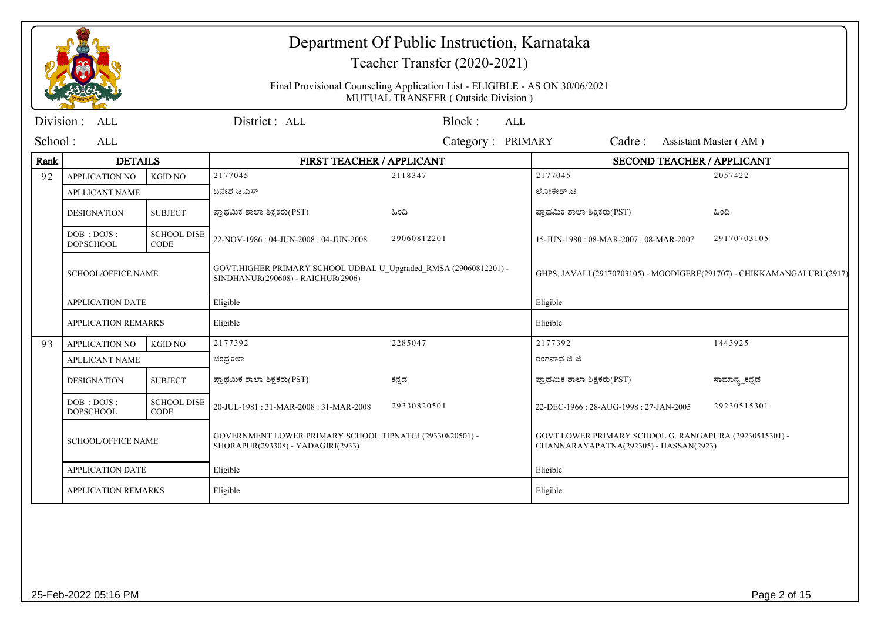# Department Of Public Instruction, Karnataka

Teacher Transfer (2020-2021)

Final Provisional Counseling Application List - ELIGIBLE - AS ON 30/06/2021

MUTUAL TRANSFER ( Outside Division )

Division : ALL | District : ALL | Block : ALL

School : ALL | Category : PRIMARY | Cadre : Assistant Master ( AM )

| Rank | DETAILS | | FIRST TEACHER / APPLICANT | | SECOND TEACHER / APPLICANT | |
|---|---|---|---|---|---|---|
| 92 | APPLICATION NO | KGID NO | 2177045 | 2118347 | 2177045 | 2057422 |
| | APLLICANT NAME | | ದಿನೇಶ ಡಿ.ಎಸ್ | | ಲೋಕೇಶ್.ಟಿ | |
| | DESIGNATION | SUBJECT | ಪ್ರಾಥಮಿಕ ಶಾಲಾ ಶಿಕ್ಷಕರು(PST) | ಹಿಂದಿ | ಪ್ರಾಥಮಿಕ ಶಾಲಾ ಶಿಕ್ಷಕರು(PST) | ಹಿಂದಿ |
| | DOB : DOJS : DOPSCHOOL | SCHOOL DISE CODE | 22-NOV-1986 : 04-JUN-2008 : 04-JUN-2008 | 29060812201 | 15-JUN-1980 : 08-MAR-2007 : 08-MAR-2007 | 29170703105 |
| | SCHOOL/OFFICE NAME | | GOVT.HIGHER PRIMARY SCHOOL UDBAL U_Upgraded_RMSA (29060812201) - SINDHANUR(290608) - RAICHUR(2906) | | GHPS, JAVALI (29170703105) - MOODIGERE(291707) - CHIKKAMANGALURU(2917) | |
| | APPLICATION DATE | | Eligible | | Eligible | |
| | APPLICATION REMARKS | | Eligible | | Eligible | |
| 93 | APPLICATION NO | KGID NO | 2177392 | 2285047 | 2177392 | 1443925 |
| | APLLICANT NAME | | ಚಂದ್ರಕಲಾ | | ರಂಗನಾಥ ಜಿ ಜಿ | |
| | DESIGNATION | SUBJECT | ಪ್ರಾಥಮಿಕ ಶಾಲಾ ಶಿಕ್ಷಕರು(PST) | ಕನ್ನಡ | ಪ್ರಾಥಮಿಕ ಶಾಲಾ ಶಿಕ್ಷಕರು(PST) | ಸಾಮಾನ್ಯ_ಕನ್ನಡ |
| | DOB : DOJS : DOPSCHOOL | SCHOOL DISE CODE | 20-JUL-1981 : 31-MAR-2008 : 31-MAR-2008 | 29330820501 | 22-DEC-1966 : 28-AUG-1998 : 27-JAN-2005 | 29230515301 |
| | SCHOOL/OFFICE NAME | | GOVERNMENT LOWER PRIMARY SCHOOL TIPNATGI (29330820501) - SHORAPUR(293308) - YADAGIRI(2933) | | GOVT.LOWER PRIMARY SCHOOL G. RANGAPURA (29230515301) - CHANNARAYAPATNA(292305) - HASSAN(2923) | |
| | APPLICATION DATE | | Eligible | | Eligible | |
| | APPLICATION REMARKS | | Eligible | | Eligible | |

25-Feb-2022 05:16 PM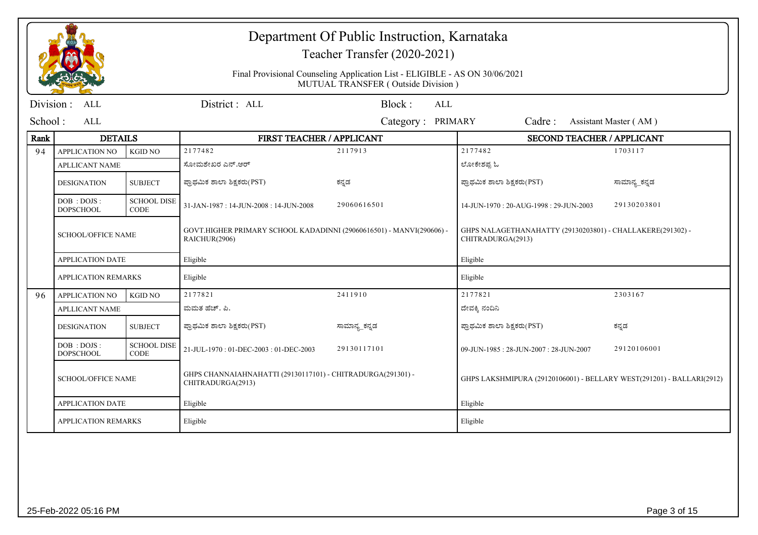# Department Of Public Instruction, Karnataka

## Teacher Transfer (2020-2021)

Final Provisional Counseling Application List - ELIGIBLE - AS ON 30/06/2021
MUTUAL TRANSFER ( Outside Division )

Division : ALL | District : ALL | Block : ALL

School : ALL | Category : PRIMARY | Cadre : Assistant Master ( AM )

| Rank | DETAILS | | FIRST TEACHER / APPLICANT | | SECOND TEACHER / APPLICANT | |
|---|---|---|---|---|---|---|
| 94 | APPLICATION NO | KGID NO | 2177482 | 2117913 | 2177482 | 1703117 |
| | APLLICANT NAME | | ಸೋಮಶೇಖರ ಎನ್.ಆರ್ | | ಲೋಕೇಶಪ್ಪ ಓ | |
| | DESIGNATION | SUBJECT | ಪ್ರಾಥಮಿಕ ಶಾಲಾ ಶಿಕ್ಷಕರು(PST) | ಕನ್ನಡ | ಪ್ರಾಥಮಿಕ ಶಾಲಾ ಶಿಕ್ಷಕರು(PST) | ಸಾಮಾನ್ಯ_ಕನ್ನಡ |
| | DOB : DOJS : DOPSCHOOL | SCHOOL DISE CODE | 31-JAN-1987 : 14-JUN-2008 : 14-JUN-2008 | 29060616501 | 14-JUN-1970 : 20-AUG-1998 : 29-JUN-2003 | 29130203801 |
| | SCHOOL/OFFICE NAME | | GOVT.HIGHER PRIMARY SCHOOL KADADINNI (29060616501) - MANVI(290606) - RAICHUR(2906) | | GHPS NALAGETHANAHATTY (29130203801) - CHALLAKERE(291302) - CHITRADURGA(2913) | |
| | APPLICATION DATE | | Eligible | | Eligible | |
| | APPLICATION REMARKS | | Eligible | | Eligible | |
| 96 | APPLICATION NO | KGID NO | 2177821 | 2411910 | 2177821 | 2303167 |
| | APLLICANT NAME | | ಮಮತ ಹೆಚ್. ಪಿ. | | ದೇವಕ್ಕಿ ನಂದಿನಿ | |
| | DESIGNATION | SUBJECT | ಪ್ರಾಥಮಿಕ ಶಾಲಾ ಶಿಕ್ಷಕರು(PST) | ಸಾಮಾನ್ಯ_ಕನ್ನಡ | ಪ್ರಾಥಮಿಕ ಶಾಲಾ ಶಿಕ್ಷಕರು(PST) | ಕನ್ನಡ |
| | DOB : DOJS : DOPSCHOOL | SCHOOL DISE CODE | 21-JUL-1970 : 01-DEC-2003 : 01-DEC-2003 | 29130117101 | 09-JUN-1985 : 28-JUN-2007 : 28-JUN-2007 | 29120106001 |
| | SCHOOL/OFFICE NAME | | GHPS CHANNAIAHNAHATTI (29130117101) - CHITRADURGA(291301) - CHITRADURGA(2913) | | GHPS LAKSHMIPURA (29120106001) - BELLARY WEST(291201) - BALLARI(2912) | |
| | APPLICATION DATE | | Eligible | | Eligible | |
| | APPLICATION REMARKS | | Eligible | | Eligible | |

25-Feb-2022 05:16 PM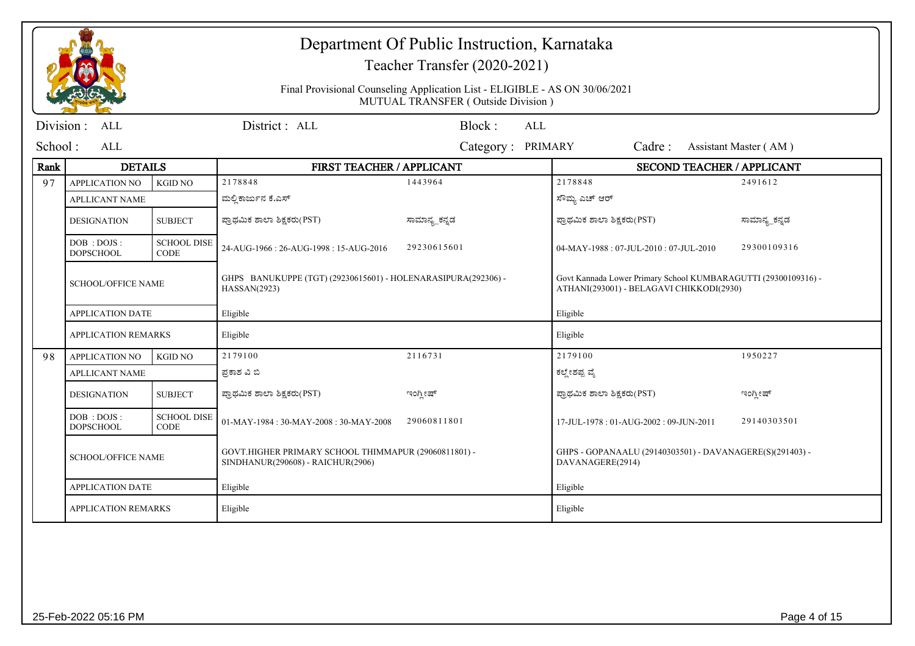# Department Of Public Instruction, Karnataka

Teacher Transfer (2020-2021)

Final Provisional Counseling Application List - ELIGIBLE - AS ON 30/06/2021

MUTUAL TRANSFER ( Outside Division )

Division : ALL | District : ALL | Block : ALL

School : ALL | Category : PRIMARY | Cadre : Assistant Master ( AM )

| Rank | DETAILS | | FIRST TEACHER / APPLICANT | | SECOND TEACHER / APPLICANT | |
|---|---|---|---|---|---|---|
| 97 | APPLICATION NO | KGID NO | 2178848 | 1443964 | 2178848 | 2491612 |
| | APLLICANT NAME | | ಮಲ್ಲಿಕಾರ್ಜುನ ಕೆ.ಎಸ್ | | ಸೌಮ್ಯ ಎಚ್ ಆರ್ | |
| | DESIGNATION | SUBJECT | ಪ್ರಾಥಮಿಕ ಶಾಲಾ ಶಿಕ್ಷಕರು(PST) | ಸಾಮಾನ್ಯ_ಕನ್ನಡ | ಪ್ರಾಥಮಿಕ ಶಾಲಾ ಶಿಕ್ಷಕರು(PST) | ಸಾಮಾನ್ಯ_ಕನ್ನಡ |
| | DOB : DOJS : DOPSCHOOL | SCHOOL DISE CODE | 24-AUG-1966 : 26-AUG-1998 : 15-AUG-2016 | 29230615601 | 04-MAY-1988 : 07-JUL-2010 : 07-JUL-2010 | 29300109316 |
| | SCHOOL/OFFICE NAME | | GHPS BANUKUPPE (TGT) (29230615601) - HOLENARASIPURA(292306) - HASSAN(2923) | | Govt Kannada Lower Primary School KUMBARAGUTTI (29300109316) - ATHANI(293001) - BELAGAVI CHIKKODI(2930) | |
| | APPLICATION DATE | | Eligible | | Eligible | |
| | APPLICATION REMARKS | | Eligible | | Eligible | |
| 98 | APPLICATION NO | KGID NO | 2179100 | 2116731 | 2179100 | 1950227 |
| | APLLICANT NAME | | ಪ್ರಕಾಶ ವಿ ಬಿ | | ಕಲ್ಲೇಶಪ್ಪ ವೈ | |
| | DESIGNATION | SUBJECT | ಪ್ರಾಥಮಿಕ ಶಾಲಾ ಶಿಕ್ಷಕರು(PST) | ಇಂಗ್ಲೀಷ್ | ಪ್ರಾಥಮಿಕ ಶಾಲಾ ಶಿಕ್ಷಕರು(PST) | ಇಂಗ್ಲೀಷ್ |
| | DOB : DOJS : DOPSCHOOL | SCHOOL DISE CODE | 01-MAY-1984 : 30-MAY-2008 : 30-MAY-2008 | 29060811801 | 17-JUL-1978 : 01-AUG-2002 : 09-JUN-2011 | 29140303501 |
| | SCHOOL/OFFICE NAME | | GOVT.HIGHER PRIMARY SCHOOL THIMMAPUR (29060811801) - SINDHANUR(290608) - RAICHUR(2906) | | GHPS - GOPANAALU (29140303501) - DAVANAGERE(S)(291403) - DAVANAGERE(2914) | |
| | APPLICATION DATE | | Eligible | | Eligible | |
| | APPLICATION REMARKS | | Eligible | | Eligible | |

25-Feb-2022 05:16 PM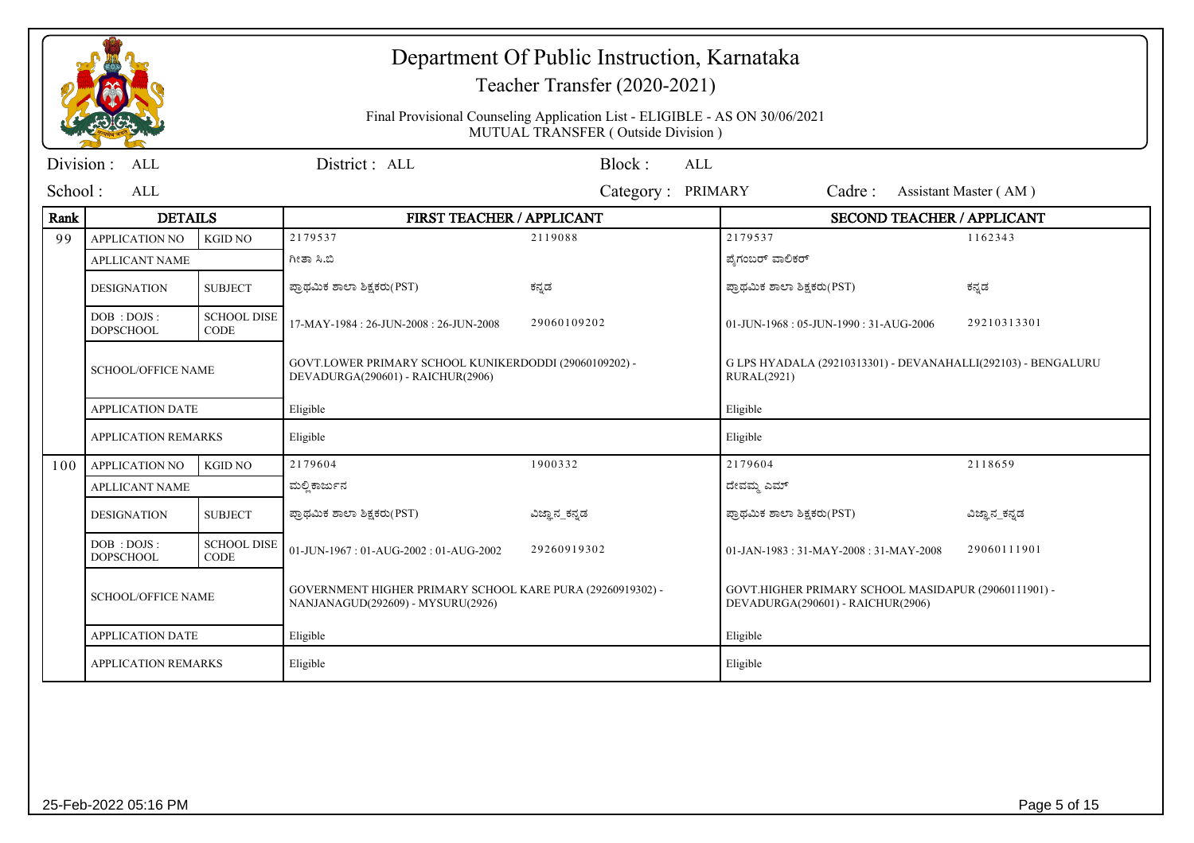# Department Of Public Instruction, Karnataka

## Teacher Transfer (2020-2021)

Final Provisional Counseling Application List - ELIGIBLE - AS ON 30/06/2021
MUTUAL TRANSFER ( Outside Division )

Division : ALL | District : ALL | Block : ALL

School : ALL | Category : PRIMARY | Cadre : Assistant Master ( AM )

| Rank | DETAILS | | FIRST TEACHER / APPLICANT | | SECOND TEACHER / APPLICANT | |
|---|---|---|---|---|---|---|
| 99 | APPLICATION NO | KGID NO | 2179537 | 2119088 | 2179537 | 1162343 |
| | APLLICANT NAME | | ಗೀತಾ ಸಿ.ಬಿ | | ಪೈಗಂಬರ್ ವಾಲಿಕರ್ | |
| | DESIGNATION | SUBJECT | ಪ್ರಾಥಮಿಕ ಶಾಲಾ ಶಿಕ್ಷಕರು(PST) | ಕನ್ನಡ | ಪ್ರಾಥಮಿಕ ಶಾಲಾ ಶಿಕ್ಷಕರು(PST) | ಕನ್ನಡ |
| | DOB : DOJS : DOPSCHOOL | SCHOOL DISE CODE | 17-MAY-1984 : 26-JUN-2008 : 26-JUN-2008 | 29060109202 | 01-JUN-1968 : 05-JUN-1990 : 31-AUG-2006 | 29210313301 |
| | SCHOOL/OFFICE NAME | | GOVT.LOWER PRIMARY SCHOOL KUNIKERDODDI (29060109202) - DEVADURGA(290601) - RAICHUR(2906) | | G LPS HYADALA (29210313301) - DEVANAHALLI(292103) - BENGALURU RURAL(2921) | |
| | APPLICATION DATE | | Eligible | | Eligible | |
| | APPLICATION REMARKS | | Eligible | | Eligible | |
| 100 | APPLICATION NO | KGID NO | 2179604 | 1900332 | 2179604 | 2118659 |
| | APLLICANT NAME | | ಮಲ್ಲಿಕಾರ್ಜುನ | | ದೇವಮ್ಮ ಎಮ್ | |
| | DESIGNATION | SUBJECT | ಪ್ರಾಥಮಿಕ ಶಾಲಾ ಶಿಕ್ಷಕರು(PST) | ವಿಜ್ಞಾನ_ಕನ್ನಡ | ಪ್ರಾಥಮಿಕ ಶಾಲಾ ಶಿಕ್ಷಕರು(PST) | ವಿಜ್ಞಾನ_ಕನ್ನಡ |
| | DOB : DOJS : DOPSCHOOL | SCHOOL DISE CODE | 01-JUN-1967 : 01-AUG-2002 : 01-AUG-2002 | 29260919302 | 01-JAN-1983 : 31-MAY-2008 : 31-MAY-2008 | 29060111901 |
| | SCHOOL/OFFICE NAME | | GOVERNMENT HIGHER PRIMARY SCHOOL KARE PURA (29260919302) - NANJANAGUD(292609) - MYSURU(2926) | | GOVT.HIGHER PRIMARY SCHOOL MASIDAPUR (29060111901) - DEVADURGA(290601) - RAICHUR(2906) | |
| | APPLICATION DATE | | Eligible | | Eligible | |
| | APPLICATION REMARKS | | Eligible | | Eligible | |

25-Feb-2022 05:16 PM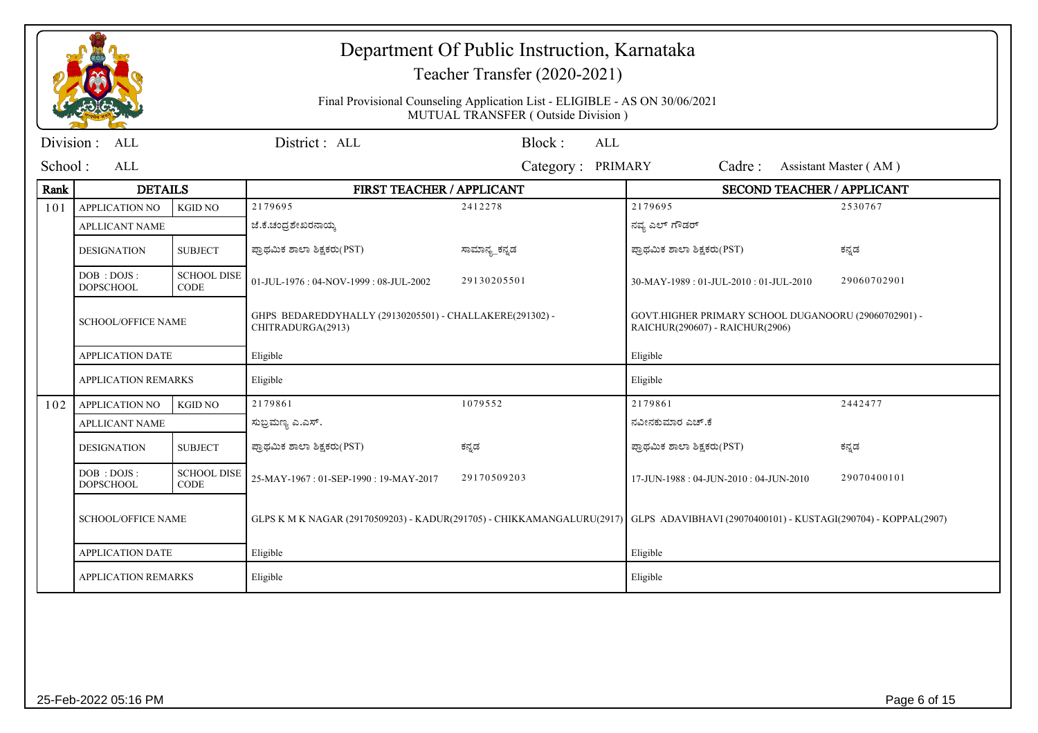# Department Of Public Instruction, Karnataka

## Teacher Transfer (2020-2021)

Final Provisional Counseling Application List - ELIGIBLE - AS ON 30/06/2021
MUTUAL TRANSFER ( Outside Division )

Division : ALL | District : ALL | Block : ALL

School : ALL | Category : PRIMARY | Cadre : Assistant Master ( AM )

| Rank | DETAILS | | FIRST TEACHER / APPLICANT | | SECOND TEACHER / APPLICANT | |
|---|---|---|---|---|---|---|
| 101 | APPLICATION NO | KGID NO | 2179695 | 2412278 | 2179695 | 2530767 |
| | APLLICANT NAME | | ಜೆ.ಕೆ.ಚಂದ್ರಶೇಖರನಾಯ್ಕ | | ನವ್ಯ ಎಲ್ ಗೌಡರ್ | |
| | DESIGNATION | SUBJECT | ಪ್ರಾಥಮಿಕ ಶಾಲಾ ಶಿಕ್ಷಕರು(PST) | ಸಾಮಾನ್ಯ_ಕನ್ನಡ | ಪ್ರಾಥಮಿಕ ಶಾಲಾ ಶಿಕ್ಷಕರು(PST) | ಕನ್ನಡ |
| | DOB : DOJS : DOPSCHOOL | SCHOOL DISE CODE | 01-JUL-1976 : 04-NOV-1999 : 08-JUL-2002 | 29130205501 | 30-MAY-1989 : 01-JUL-2010 : 01-JUL-2010 | 29060702901 |
| | SCHOOL/OFFICE NAME | | GHPS BEDAREDDYHALLY (29130205501) - CHALLAKERE(291302) - CHITRADURGA(2913) | | GOVT.HIGHER PRIMARY SCHOOL DUGANOORU (29060702901) - RAICHUR(290607) - RAICHUR(2906) | |
| | APPLICATION DATE | | Eligible | | Eligible | |
| | APPLICATION REMARKS | | Eligible | | Eligible | |
| 102 | APPLICATION NO | KGID NO | 2179861 | 1079552 | 2179861 | 2442477 |
| | APLLICANT NAME | | ಸುಬ್ರಮಣ್ಯ ಎ.ಎಸ್. | | ನವೀನಕುಮಾರ ಎಚ್.ಕೆ | |
| | DESIGNATION | SUBJECT | ಪ್ರಾಥಮಿಕ ಶಾಲಾ ಶಿಕ್ಷಕರು(PST) | ಕನ್ನಡ | ಪ್ರಾಥಮಿಕ ಶಾಲಾ ಶಿಕ್ಷಕರು(PST) | ಕನ್ನಡ |
| | DOB : DOJS : DOPSCHOOL | SCHOOL DISE CODE | 25-MAY-1967 : 01-SEP-1990 : 19-MAY-2017 | 29170509203 | 17-JUN-1988 : 04-JUN-2010 : 04-JUN-2010 | 29070400101 |
| | SCHOOL/OFFICE NAME | | GLPS K M K NAGAR (29170509203) - KADUR(291705) - CHIKKAMANGALURU(2917) | | GLPS ADAVIBHAVI (29070400101) - KUSTAGI(290704) - KOPPAL(2907) | |
| | APPLICATION DATE | | Eligible | | Eligible | |
| | APPLICATION REMARKS | | Eligible | | Eligible | |

25-Feb-2022 05:16 PM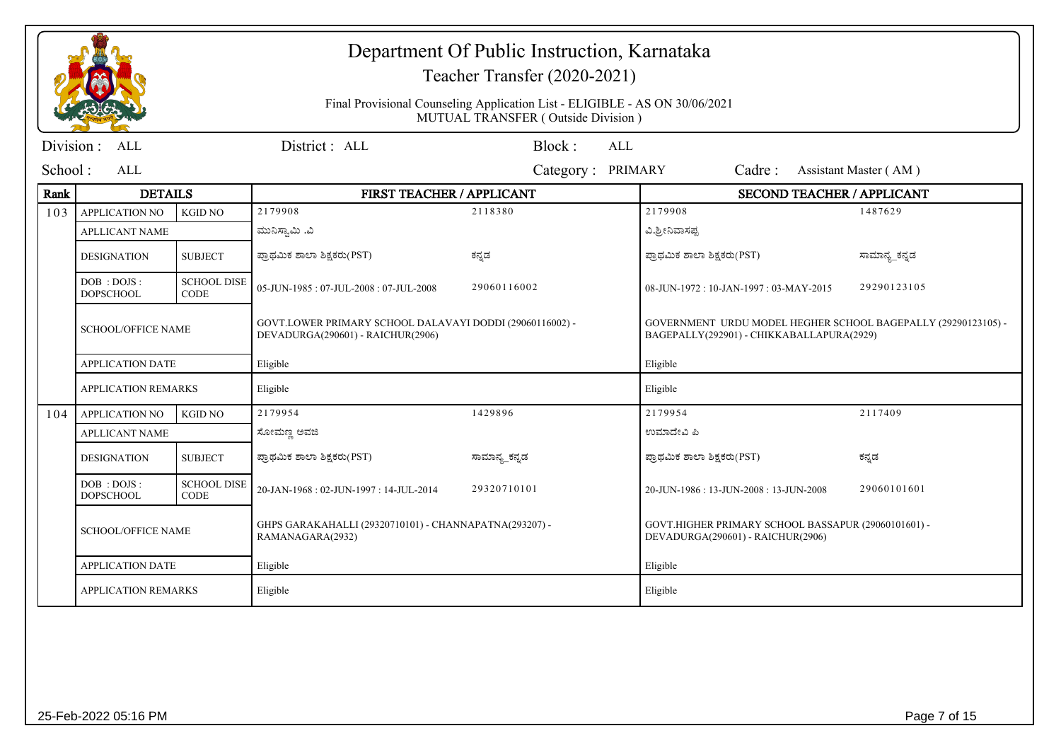# Department Of Public Instruction, Karnataka

Teacher Transfer (2020-2021)

Final Provisional Counseling Application List - ELIGIBLE - AS ON 30/06/2021

MUTUAL TRANSFER ( Outside Division )

Division : ALL | District : ALL | Block : ALL

School : ALL | Category : PRIMARY | Cadre : Assistant Master ( AM )

| Rank | DETAILS | | FIRST TEACHER / APPLICANT | | SECOND TEACHER / APPLICANT | |
|---|---|---|---|---|---|---|
| 103 | APPLICATION NO | KGID NO | 2179908 | 2118380 | 2179908 | 1487629 |
| | APLLICANT NAME | | ಮುನಿಸ್ವಾಮಿ .ವಿ | | ವಿ.ಶ್ರೀನಿವಾಸಪ್ಪ | |
| | DESIGNATION | SUBJECT | ಪ್ರಾಥಮಿಕ ಶಾಲಾ ಶಿಕ್ಷಕರು(PST) | ಕನ್ನಡ | ಪ್ರಾಥಮಿಕ ಶಾಲಾ ಶಿಕ್ಷಕರು(PST) | ಸಾಮಾನ್ಯ_ಕನ್ನಡ |
| | DOB : DOJS : DOPSCHOOL | SCHOOL DISE CODE | 05-JUN-1985 : 07-JUL-2008 : 07-JUL-2008 | 29060116002 | 08-JUN-1972 : 10-JAN-1997 : 03-MAY-2015 | 29290123105 |
| | SCHOOL/OFFICE NAME | | GOVT.LOWER PRIMARY SCHOOL DALAVAYI DODDI (29060116002) - DEVADURGA(290601) - RAICHUR(2906) | | GOVERNMENT URDU MODEL HEGHER SCHOOL BAGEPALLY (29290123105) - BAGEPALLY(292901) - CHIKKABALLAPURA(2929) | |
| | APPLICATION DATE | | Eligible | | Eligible | |
| | APPLICATION REMARKS | | Eligible | | Eligible | |
| 104 | APPLICATION NO | KGID NO | 2179954 | 1429896 | 2179954 | 2117409 |
| | APLLICANT NAME | | ಸೋಮಣ್ಣ ಅವಜಿ | | ಉಮಾದೇವಿ ಪಿ | |
| | DESIGNATION | SUBJECT | ಪ್ರಾಥಮಿಕ ಶಾಲಾ ಶಿಕ್ಷಕರು(PST) | ಸಾಮಾನ್ಯ_ಕನ್ನಡ | ಪ್ರಾಥಮಿಕ ಶಾಲಾ ಶಿಕ್ಷಕರು(PST) | ಕನ್ನಡ |
| | DOB : DOJS : DOPSCHOOL | SCHOOL DISE CODE | 20-JAN-1968 : 02-JUN-1997 : 14-JUL-2014 | 29320710101 | 20-JUN-1986 : 13-JUN-2008 : 13-JUN-2008 | 29060101601 |
| | SCHOOL/OFFICE NAME | | GHPS GARAKAHALLI (29320710101) - CHANNAPATNA(293207) - RAMANAGARA(2932) | | GOVT.HIGHER PRIMARY SCHOOL BASSAPUR (29060101601) - DEVADURGA(290601) - RAICHUR(2906) | |
| | APPLICATION DATE | | Eligible | | Eligible | |
| | APPLICATION REMARKS | | Eligible | | Eligible | |

25-Feb-2022 05:16 PM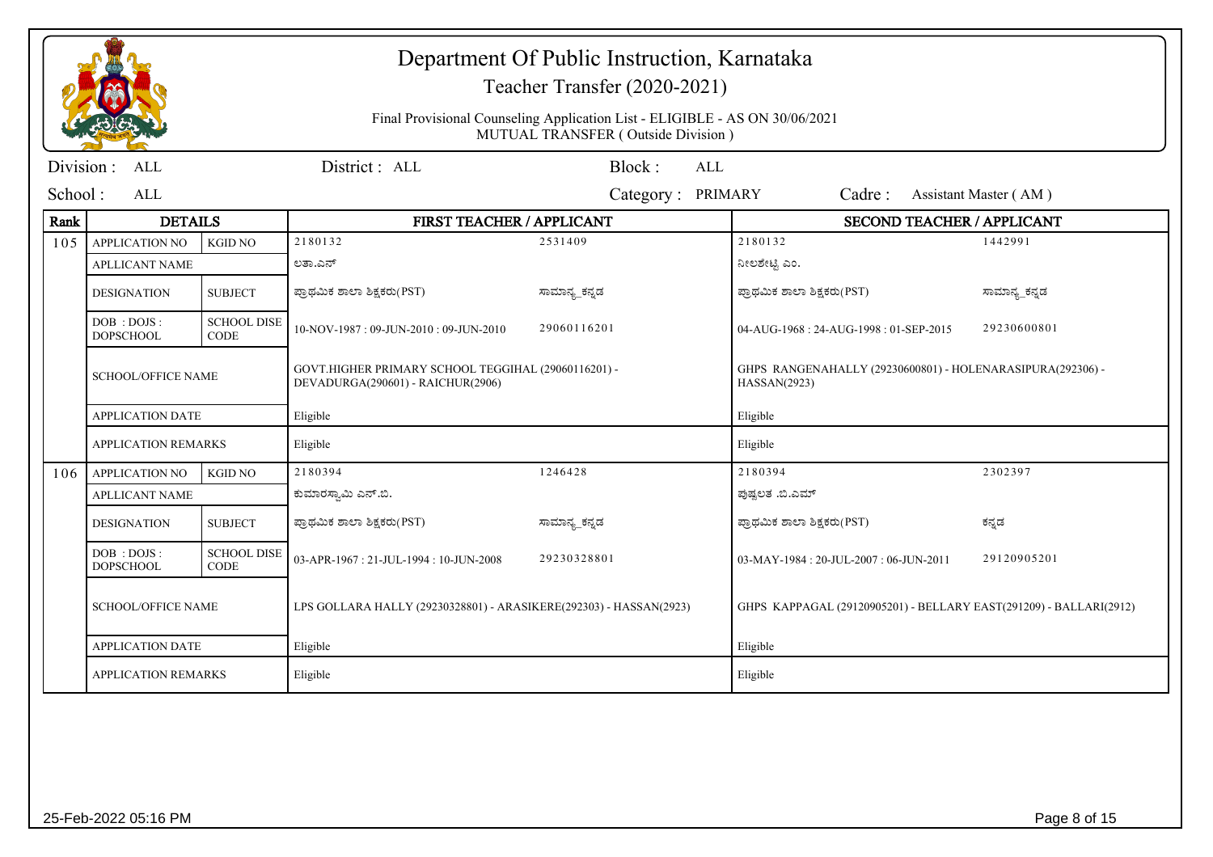# Department Of Public Instruction, Karnataka

Teacher Transfer (2020-2021)

Final Provisional Counseling Application List - ELIGIBLE - AS ON 30/06/2021

MUTUAL TRANSFER ( Outside Division )

Division : ALL | District : ALL | Block : ALL

School : ALL | Category : PRIMARY | Cadre : Assistant Master ( AM )

| Rank | DETAILS | | FIRST TEACHER / APPLICANT | | SECOND TEACHER / APPLICANT | |
|---|---|---|---|---|---|---|
| 105 | APPLICATION NO | KGID NO | 2180132 | 2531409 | 2180132 | 1442991 |
| | APLLICANT NAME | | ಲತಾ.ಎನ್ | | ನೀಲಶೇಟ್ಟಿ ಎಂ. | |
| | DESIGNATION | SUBJECT | ಪ್ರಾಥಮಿಕ ಶಾಲಾ ಶಿಕ್ಷಕರು(PST) | ಸಾಮಾನ್ಯ_ಕನ್ನಡ | ಪ್ರಾಥಮಿಕ ಶಾಲಾ ಶಿಕ್ಷಕರು(PST) | ಸಾಮಾನ್ಯ_ಕನ್ನಡ |
| | DOB : DOJS : DOPSCHOOL | SCHOOL DISE CODE | 10-NOV-1987 : 09-JUN-2010 : 09-JUN-2010 | 29060116201 | 04-AUG-1968 : 24-AUG-1998 : 01-SEP-2015 | 29230600801 |
| | SCHOOL/OFFICE NAME | | GOVT.HIGHER PRIMARY SCHOOL TEGGIHAL (29060116201) - DEVADURGA(290601) - RAICHUR(2906) | | GHPS RANGENAHALLY (29230600801) - HOLENARASIPURA(292306) - HASSAN(2923) | |
| | APPLICATION DATE | | Eligible | | Eligible | |
| | APPLICATION REMARKS | | Eligible | | Eligible | |
| 106 | APPLICATION NO | KGID NO | 2180394 | 1246428 | 2180394 | 2302397 |
| | APLLICANT NAME | | ಕುಮಾರಸ್ವಾಮಿ ಎನ್.ಬಿ. | | ಪುಷ್ಪಲತ .ಬಿ.ಎಮ್ | |
| | DESIGNATION | SUBJECT | ಪ್ರಾಥಮಿಕ ಶಾಲಾ ಶಿಕ್ಷಕರು(PST) | ಸಾಮಾನ್ಯ_ಕನ್ನಡ | ಪ್ರಾಥಮಿಕ ಶಾಲಾ ಶಿಕ್ಷಕರು(PST) | ಕನ್ನಡ |
| | DOB : DOJS : DOPSCHOOL | SCHOOL DISE CODE | 03-APR-1967 : 21-JUL-1994 : 10-JUN-2008 | 29230328801 | 03-MAY-1984 : 20-JUL-2007 : 06-JUN-2011 | 29120905201 |
| | SCHOOL/OFFICE NAME | | LPS GOLLARA HALLY (29230328801) - ARASIKERE(292303) - HASSAN(2923) | | GHPS KAPPAGAL (29120905201) - BELLARY EAST(291209) - BALLARI(2912) | |
| | APPLICATION DATE | | Eligible | | Eligible | |
| | APPLICATION REMARKS | | Eligible | | Eligible | |

25-Feb-2022 05:16 PM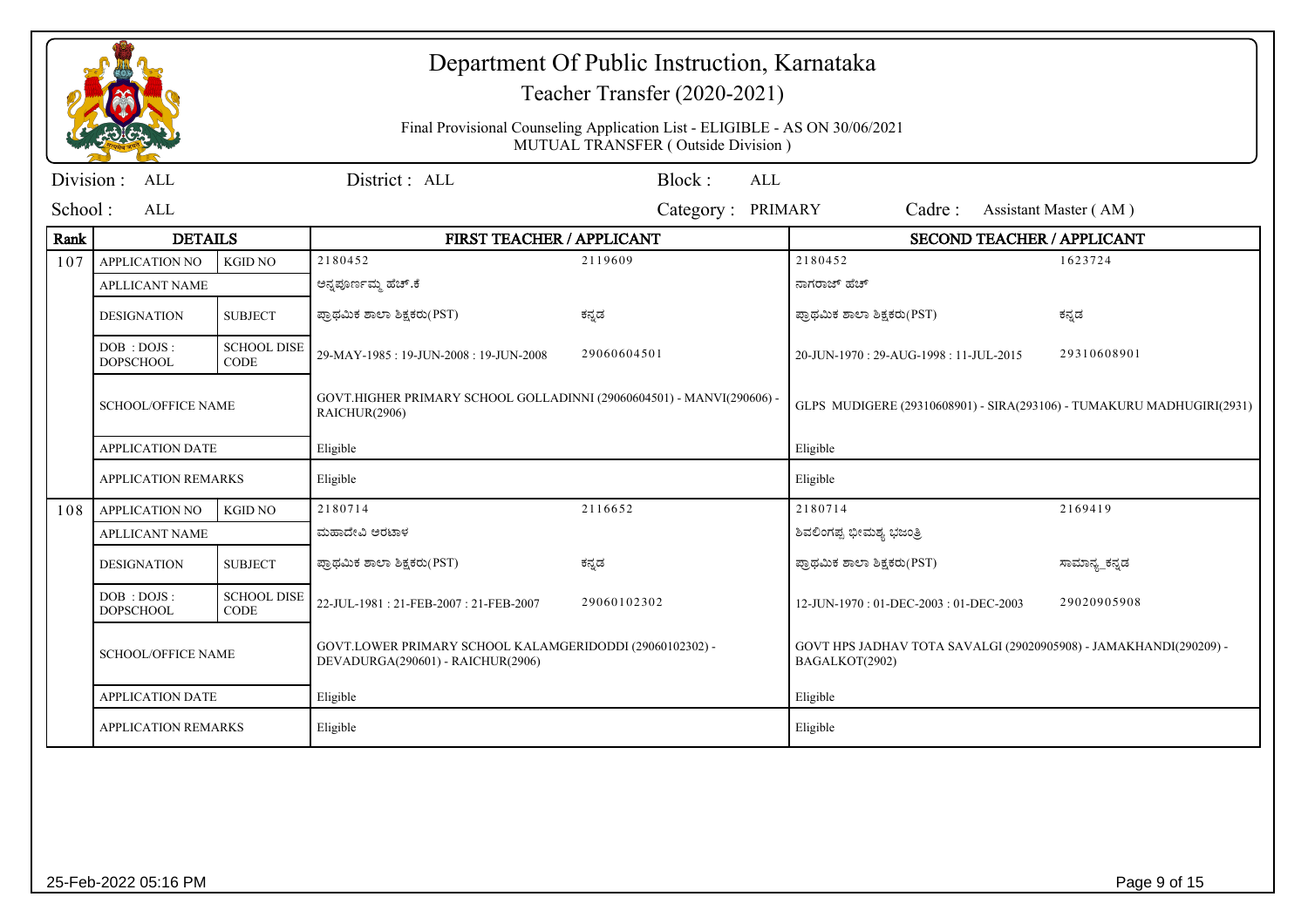# Department Of Public Instruction, Karnataka

Teacher Transfer (2020-2021)

Final Provisional Counseling Application List - ELIGIBLE - AS ON 30/06/2021

MUTUAL TRANSFER ( Outside Division )

Division : ALL | District : ALL | Block : ALL

School : ALL | Category : PRIMARY | Cadre : Assistant Master ( AM )

| Rank | DETAILS | | FIRST TEACHER / APPLICANT | | SECOND TEACHER / APPLICANT | |
|---|---|---|---|---|---|---|
| 107 | APPLICATION NO | KGID NO | 2180452 | 2119609 | 2180452 | 1623724 |
| | APLLICANT NAME | | ಅನ್ನಪೂರ್ಣಮ್ಮ ಹೆಚ್.ಕೆ | | ನಾಗರಾಜ್ ಹೆಚ್ | |
| | DESIGNATION | SUBJECT | ಪ್ರಾಥಮಿಕ ಶಾಲಾ ಶಿಕ್ಷಕರು(PST) | ಕನ್ನಡ | ಪ್ರಾಥಮಿಕ ಶಾಲಾ ಶಿಕ್ಷಕರು(PST) | ಕನ್ನಡ |
| | DOB : DOJS : DOPSCHOOL | SCHOOL DISE CODE | 29-MAY-1985 : 19-JUN-2008 : 19-JUN-2008 | 29060604501 | 20-JUN-1970 : 29-AUG-1998 : 11-JUL-2015 | 29310608901 |
| | SCHOOL/OFFICE NAME | | GOVT.HIGHER PRIMARY SCHOOL GOLLADINNI (29060604501) - MANVI(290606) - RAICHUR(2906) | | GLPS MUDIGERE (29310608901) - SIRA(293106) - TUMAKURU MADHUGIRI(2931) | |
| | APPLICATION DATE | | Eligible | | Eligible | |
| | APPLICATION REMARKS | | Eligible | | Eligible | |
| 108 | APPLICATION NO | KGID NO | 2180714 | 2116652 | 2180714 | 2169419 |
| | APLLICANT NAME | | ಮಹಾದೇವಿ ಅರಟಾಳ | | ಶಿವಲಿಂಗಪ್ಪ ಭೀಮಶ್ಯ ಭಜಂತ್ರಿ | |
| | DESIGNATION | SUBJECT | ಪ್ರಾಥಮಿಕ ಶಾಲಾ ಶಿಕ್ಷಕರು(PST) | ಕನ್ನಡ | ಪ್ರಾಥಮಿಕ ಶಾಲಾ ಶಿಕ್ಷಕರು(PST) | ಸಾಮಾನ್ಯ_ಕನ್ನಡ |
| | DOB : DOJS : DOPSCHOOL | SCHOOL DISE CODE | 22-JUL-1981 : 21-FEB-2007 : 21-FEB-2007 | 29060102302 | 12-JUN-1970 : 01-DEC-2003 : 01-DEC-2003 | 29020905908 |
| | SCHOOL/OFFICE NAME | | GOVT.LOWER PRIMARY SCHOOL KALAMGERIDODDI (29060102302) - DEVADURGA(290601) - RAICHUR(2906) | | GOVT HPS JADHAV TOTA SAVALGI (29020905908) - JAMAKHANDI(290209) - BAGALKOT(2902) | |
| | APPLICATION DATE | | Eligible | | Eligible | |
| | APPLICATION REMARKS | | Eligible | | Eligible | |

25-Feb-2022 05:16 PM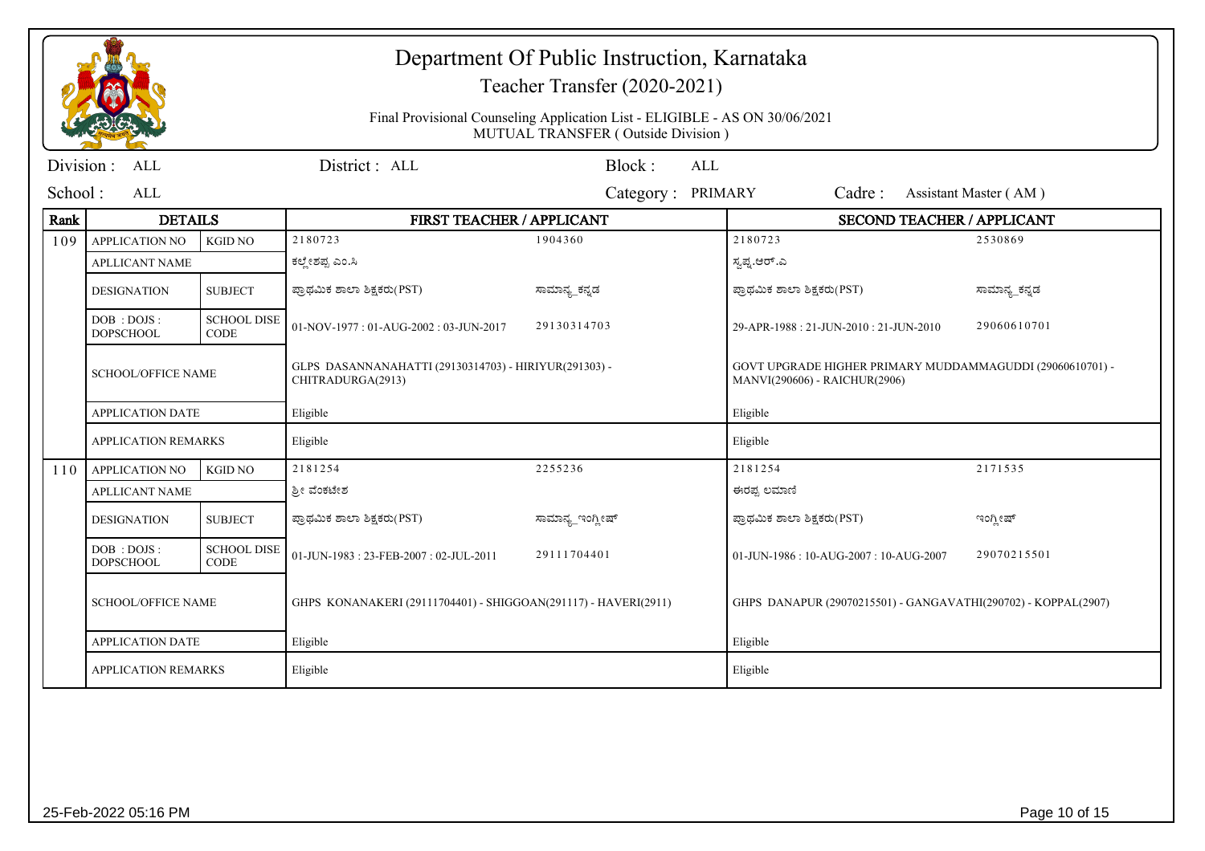# Department Of Public Instruction, Karnataka

## Teacher Transfer (2020-2021)

Final Provisional Counseling Application List - ELIGIBLE - AS ON 30/06/2021

MUTUAL TRANSFER ( Outside Division )

Division : ALL | District : ALL | Block : ALL

School : ALL | Category : PRIMARY | Cadre : Assistant Master ( AM )

| Rank | DETAILS | | FIRST TEACHER / APPLICANT | | SECOND TEACHER / APPLICANT | |
|---|---|---|---|---|---|---|
| 109 | APPLICATION NO | KGID NO | 2180723 | 1904360 | 2180723 | 2530869 |
| | APLLICANT NAME | | ಕಲ್ಲೇಶಪ್ಪ ಎಂ.ಸಿ | | ಸ್ವಪ್ನ.ಆರ್.ಎ | |
| | DESIGNATION | SUBJECT | ಪ್ರಾಥಮಿಕ ಶಾಲಾ ಶಿಕ್ಷಕರು(PST) | ಸಾಮಾನ್ಯ_ಕನ್ನಡ | ಪ್ರಾಥಮಿಕ ಶಾಲಾ ಶಿಕ್ಷಕರು(PST) | ಸಾಮಾನ್ಯ_ಕನ್ನಡ |
| | DOB : DOJS : DOPSCHOOL | SCHOOL DISE CODE | 01-NOV-1977 : 01-AUG-2002 : 03-JUN-2017 | 29130314703 | 29-APR-1988 : 21-JUN-2010 : 21-JUN-2010 | 29060610701 |
| | SCHOOL/OFFICE NAME | | GLPS DASANNANAHATTI (29130314703) - HIRIYUR(291303) - CHITRADURGA(2913) | | GOVT UPGRADE HIGHER PRIMARY MUDDAMMAGUDDI (29060610701) - MANVI(290606) - RAICHUR(2906) | |
| | APPLICATION DATE | | Eligible | | Eligible | |
| | APPLICATION REMARKS | | Eligible | | Eligible | |
| 110 | APPLICATION NO | KGID NO | 2181254 | 2255236 | 2181254 | 2171535 |
| | APLLICANT NAME | | ಶ್ರೀ ವೆಂಕಟೇಶ | | ಈರಪ್ಪ ಲಮಾಣಿ | |
| | DESIGNATION | SUBJECT | ಪ್ರಾಥಮಿಕ ಶಾಲಾ ಶಿಕ್ಷಕರು(PST) | ಸಾಮಾನ್ಯ_ಇಂಗ್ಲೀಷ್ | ಪ್ರಾಥಮಿಕ ಶಾಲಾ ಶಿಕ್ಷಕರು(PST) | ಇಂಗ್ಲೀಷ್ |
| | DOB : DOJS : DOPSCHOOL | SCHOOL DISE CODE | 01-JUN-1983 : 23-FEB-2007 : 02-JUL-2011 | 29111704401 | 01-JUN-1986 : 10-AUG-2007 : 10-AUG-2007 | 29070215501 |
| | SCHOOL/OFFICE NAME | | GHPS KONANAKERI (29111704401) - SHIGGOAN(291117) - HAVERI(2911) | | GHPS DANAPUR (29070215501) - GANGAVATHI(290702) - KOPPAL(2907) | |
| | APPLICATION DATE | | Eligible | | Eligible | |
| | APPLICATION REMARKS | | Eligible | | Eligible | |

25-Feb-2022 05:16 PM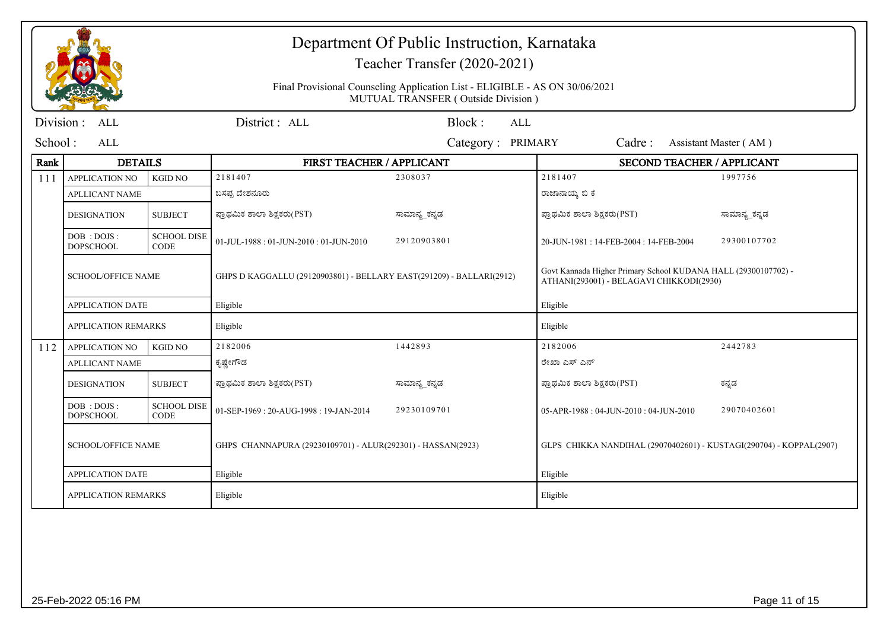# Department Of Public Instruction, Karnataka

## Teacher Transfer (2020-2021)

Final Provisional Counseling Application List - ELIGIBLE - AS ON 30/06/2021

MUTUAL TRANSFER ( Outside Division )

Division : ALL | District : ALL | Block : ALL

School : ALL | Category : PRIMARY | Cadre : Assistant Master ( AM )

| Rank | DETAILS | | FIRST TEACHER / APPLICANT | | SECOND TEACHER / APPLICANT | |
|---|---|---|---|---|---|---|
| 111 | APPLICATION NO | KGID NO | 2181407 | 2308037 | 2181407 | 1997756 |
| | APLLICANT NAME | | ಬಸಪ್ಪ ದೇಶನೂರು | | ರಾಜಾನಾಯ್ಕ ಬಿ ಕೆ | |
| | DESIGNATION | SUBJECT | ಪ್ರಾಥಮಿಕ ಶಾಲಾ ಶಿಕ್ಷಕರು(PST) | ಸಾಮಾನ್ಯ_ಕನ್ನಡ | ಪ್ರಾಥಮಿಕ ಶಾಲಾ ಶಿಕ್ಷಕರು(PST) | ಸಾಮಾನ್ಯ_ಕನ್ನಡ |
| | DOB : DOJS : DOPSCHOOL | SCHOOL DISE CODE | 01-JUL-1988 : 01-JUN-2010 : 01-JUN-2010 | 29120903801 | 20-JUN-1981 : 14-FEB-2004 : 14-FEB-2004 | 29300107702 |
| | SCHOOL/OFFICE NAME | | GHPS D KAGGALLU (29120903801) - BELLARY EAST(291209) - BALLARI(2912) | | Govt Kannada Higher Primary School KUDANA HALL (29300107702) - ATHANI(293001) - BELAGAVI CHIKKODI(2930) | |
| | APPLICATION DATE | | Eligible | | Eligible | |
| | APPLICATION REMARKS | | Eligible | | Eligible | |
| 112 | APPLICATION NO | KGID NO | 2182006 | 1442893 | 2182006 | 2442783 |
| | APLLICANT NAME | | ಕೃಷ್ಣೇಗೌಡ | | ರೇಖಾ ಎಸ್ ಎನ್ | |
| | DESIGNATION | SUBJECT | ಪ್ರಾಥಮಿಕ ಶಾಲಾ ಶಿಕ್ಷಕರು(PST) | ಸಾಮಾನ್ಯ_ಕನ್ನಡ | ಪ್ರಾಥಮಿಕ ಶಾಲಾ ಶಿಕ್ಷಕರು(PST) | ಕನ್ನಡ |
| | DOB : DOJS : DOPSCHOOL | SCHOOL DISE CODE | 01-SEP-1969 : 20-AUG-1998 : 19-JAN-2014 | 29230109701 | 05-APR-1988 : 04-JUN-2010 : 04-JUN-2010 | 29070402601 |
| | SCHOOL/OFFICE NAME | | GHPS CHANNAPURA (29230109701) - ALUR(292301) - HASSAN(2923) | | GLPS CHIKKA NANDIHAL (29070402601) - KUSTAGI(290704) - KOPPAL(2907) | |
| | APPLICATION DATE | | Eligible | | Eligible | |
| | APPLICATION REMARKS | | Eligible | | Eligible | |

25-Feb-2022 05:16 PM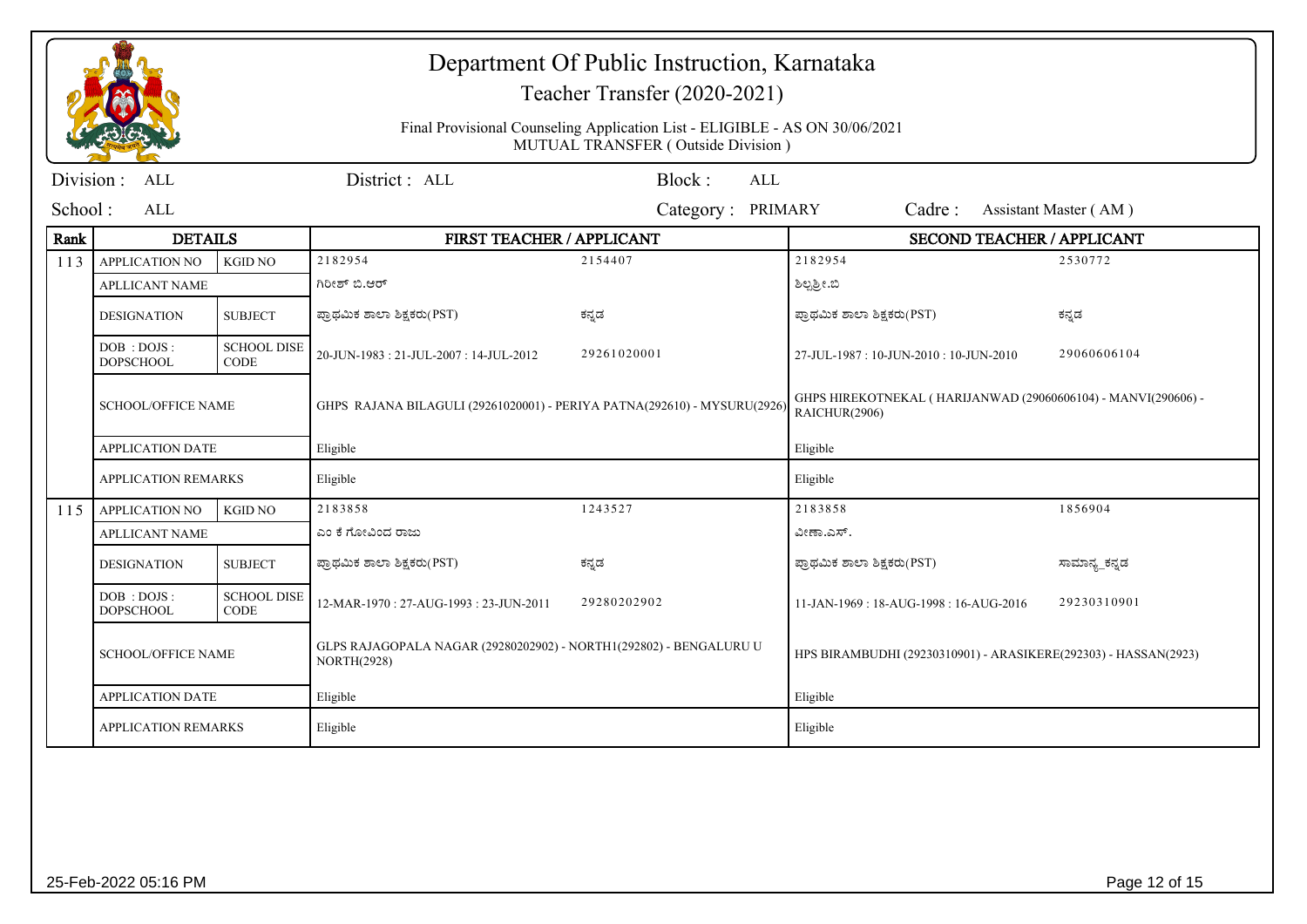# Department Of Public Instruction, Karnataka

Teacher Transfer (2020-2021)

Final Provisional Counseling Application List - ELIGIBLE - AS ON 30/06/2021

MUTUAL TRANSFER ( Outside Division )

Division : ALL | District : ALL | Block : ALL

School : ALL | Category : PRIMARY | Cadre : Assistant Master ( AM )

| Rank | DETAILS | | FIRST TEACHER / APPLICANT | | SECOND TEACHER / APPLICANT | |
|---|---|---|---|---|---|---|
| 113 | APPLICATION NO | KGID NO | 2182954 | 2154407 | 2182954 | 2530772 |
| | APLLICANT NAME | | ಗಿರೀಶ್ ಬಿ.ಆರ್ | | ಶಿಲ್ಪಶ್ರೀ.ಬಿ | |
| | DESIGNATION | SUBJECT | ಪ್ರಾಥಮಿಕ ಶಾಲಾ ಶಿಕ್ಷಕರು(PST) | ಕನ್ನಡ | ಪ್ರಾಥಮಿಕ ಶಾಲಾ ಶಿಕ್ಷಕರು(PST) | ಕನ್ನಡ |
| | DOB : DOJS : DOPSCHOOL | SCHOOL DISE CODE | 20-JUN-1983 : 21-JUL-2007 : 14-JUL-2012 | 29261020001 | 27-JUL-1987 : 10-JUN-2010 : 10-JUN-2010 | 29060606104 |
| | SCHOOL/OFFICE NAME | | GHPS RAJANA BILAGULI (29261020001) - PERIYA PATNA(292610) - MYSURU(2926) | | GHPS HIREKOTNEKAL ( HARIJANWAD (29060606104) - MANVI(290606) - RAICHUR(2906) | |
| | APPLICATION DATE | | Eligible | | Eligible | |
| | APPLICATION REMARKS | | Eligible | | Eligible | |
| 115 | APPLICATION NO | KGID NO | 2183858 | 1243527 | 2183858 | 1856904 |
| | APLLICANT NAME | | ಎಂ ಕೆ ಗೋವಿಂದ ರಾಜು | | ವೀಣಾ.ಎಸ್. | |
| | DESIGNATION | SUBJECT | ಪ್ರಾಥಮಿಕ ಶಾಲಾ ಶಿಕ್ಷಕರು(PST) | ಕನ್ನಡ | ಪ್ರಾಥಮಿಕ ಶಾಲಾ ಶಿಕ್ಷಕರು(PST) | ಸಾಮಾನ್ಯ_ಕನ್ನಡ |
| | DOB : DOJS : DOPSCHOOL | SCHOOL DISE CODE | 12-MAR-1970 : 27-AUG-1993 : 23-JUN-2011 | 29280202902 | 11-JAN-1969 : 18-AUG-1998 : 16-AUG-2016 | 29230310901 |
| | SCHOOL/OFFICE NAME | | GLPS RAJAGOPALA NAGAR (29280202902) - NORTH1(292802) - BENGALURU U NORTH(2928) | | HPS BIRAMBUDHI (29230310901) - ARASIKERE(292303) - HASSAN(2923) | |
| | APPLICATION DATE | | Eligible | | Eligible | |
| | APPLICATION REMARKS | | Eligible | | Eligible | |

25-Feb-2022 05:16 PM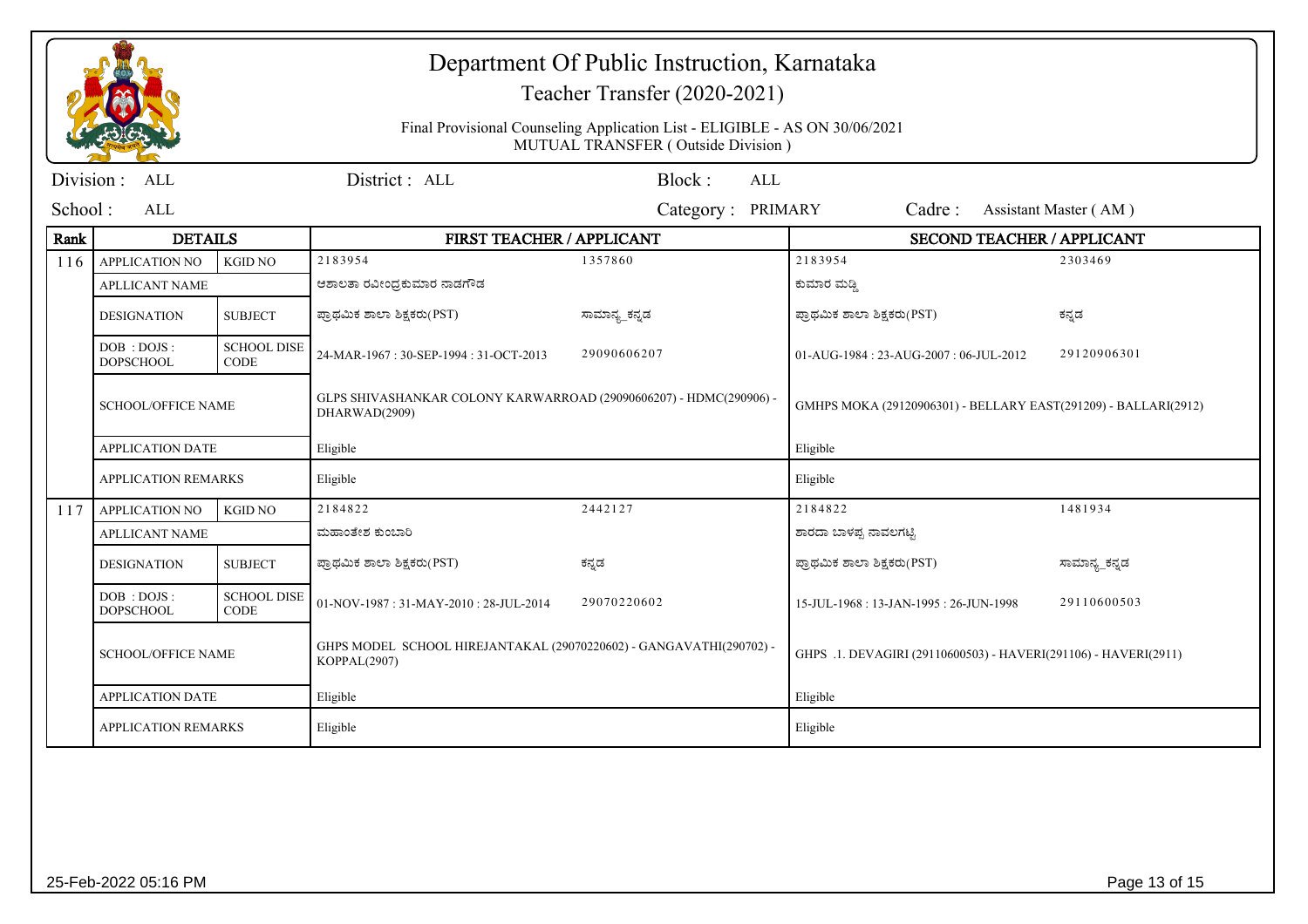# Department Of Public Instruction, Karnataka

## Teacher Transfer (2020-2021)

Final Provisional Counseling Application List - ELIGIBLE - AS ON 30/06/2021
MUTUAL TRANSFER ( Outside Division )

Division : ALL | District : ALL | Block : ALL

School : ALL | Category : PRIMARY | Cadre : Assistant Master ( AM )

| Rank | DETAILS | | FIRST TEACHER / APPLICANT | | SECOND TEACHER / APPLICANT | |
|---|---|---|---|---|---|---|
| 116 | APPLICATION NO | KGID NO | 2183954 | 1357860 | 2183954 | 2303469 |
| | APLLICANT NAME | | ಆಶಾಲತಾ ರವೀಂದ್ರಕುಮಾರ ನಾಡಗೌಡ | | ಕುಮಾರ ಮಡ್ಡಿ | |
| | DESIGNATION | SUBJECT | ಪ್ರಾಥಮಿಕ ಶಾಲಾ ಶಿಕ್ಷಕರು(PST) | ಸಾಮಾನ್ಯ_ಕನ್ನಡ | ಪ್ರಾಥಮಿಕ ಶಾಲಾ ಶಿಕ್ಷಕರು(PST) | ಕನ್ನಡ |
| | DOB : DOJS : DOPSCHOOL | SCHOOL DISE CODE | 24-MAR-1967 : 30-SEP-1994 : 31-OCT-2013 | 29090606207 | 01-AUG-1984 : 23-AUG-2007 : 06-JUL-2012 | 29120906301 |
| | SCHOOL/OFFICE NAME | | GLPS SHIVASHANKAR COLONY KARWARROAD (29090606207) - HDMC(290906) - DHARWAD(2909) | | GMHPS MOKA (29120906301) - BELLARY EAST(291209) - BALLARI(2912) | |
| | APPLICATION DATE | | Eligible | | Eligible | |
| | APPLICATION REMARKS | | Eligible | | Eligible | |
| 117 | APPLICATION NO | KGID NO | 2184822 | 2442127 | 2184822 | 1481934 |
| | APLLICANT NAME | | ಮಹಾಂತೇಶ ಕುಂಬಾರಿ | | ಶಾರದಾ ಬಾಳಪ್ಪ ನಾವಲಗಟ್ಟಿ | |
| | DESIGNATION | SUBJECT | ಪ್ರಾಥಮಿಕ ಶಾಲಾ ಶಿಕ್ಷಕರು(PST) | ಕನ್ನಡ | ಪ್ರಾಥಮಿಕ ಶಾಲಾ ಶಿಕ್ಷಕರು(PST) | ಸಾಮಾನ್ಯ_ಕನ್ನಡ |
| | DOB : DOJS : DOPSCHOOL | SCHOOL DISE CODE | 01-NOV-1987 : 31-MAY-2010 : 28-JUL-2014 | 29070220602 | 15-JUL-1968 : 13-JAN-1995 : 26-JUN-1998 | 29110600503 |
| | SCHOOL/OFFICE NAME | | GHPS MODEL SCHOOL HIREJANTAKAL (29070220602) - GANGAVATHI(290702) - KOPPAL(2907) | | GHPS .1. DEVAGIRI (29110600503) - HAVERI(291106) - HAVERI(2911) | |
| | APPLICATION DATE | | Eligible | | Eligible | |
| | APPLICATION REMARKS | | Eligible | | Eligible | |

25-Feb-2022 05:16 PM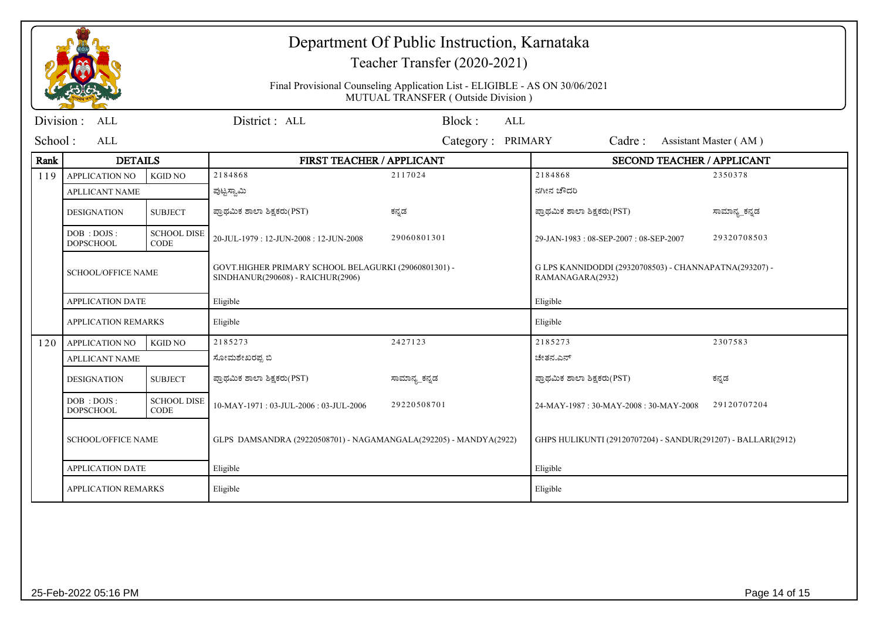# Department Of Public Instruction, Karnataka

## Teacher Transfer (2020-2021)

Final Provisional Counseling Application List - ELIGIBLE - AS ON 30/06/2021

MUTUAL TRANSFER ( Outside Division )

Division : ALL | District : ALL | Block : ALL

School : ALL | Category : PRIMARY | Cadre : Assistant Master ( AM )

| Rank | DETAILS | | FIRST TEACHER / APPLICANT | | SECOND TEACHER / APPLICANT | |
|---|---|---|---|---|---|---|
| 119 | APPLICATION NO | KGID NO | 2184868 | 2117024 | 2184868 | 2350378 |
| | APLLICANT NAME | | ಪುಟ್ಟಸ್ವಾಮಿ | | ನಗೀನ ಚೌದರಿ | |
| | DESIGNATION | SUBJECT | ಪ್ರಾಥಮಿಕ ಶಾಲಾ ಶಿಕ್ಷಕರು(PST) | ಕನ್ನಡ | ಪ್ರಾಥಮಿಕ ಶಾಲಾ ಶಿಕ್ಷಕರು(PST) | ಸಾಮಾನ್ಯ_ಕನ್ನಡ |
| | DOB : DOJS : DOPSCHOOL | SCHOOL DISE CODE | 20-JUL-1979 : 12-JUN-2008 : 12-JUN-2008 | 29060801301 | 29-JAN-1983 : 08-SEP-2007 : 08-SEP-2007 | 29320708503 |
| | SCHOOL/OFFICE NAME | | GOVT.HIGHER PRIMARY SCHOOL BELAGURKI (29060801301) - SINDHANUR(290608) - RAICHUR(2906) | | G LPS KANNIDODDI (29320708503) - CHANNAPATNA(293207) - RAMANAGARA(2932) | |
| | APPLICATION DATE | | Eligible | | Eligible | |
| | APPLICATION REMARKS | | Eligible | | Eligible | |
| 120 | APPLICATION NO | KGID NO | 2185273 | 2427123 | 2185273 | 2307583 |
| | APLLICANT NAME | | ಸೋಮಶೇಖರಪ್ಪ ಬಿ | | ಚೇತನ.ಎನ್ | |
| | DESIGNATION | SUBJECT | ಪ್ರಾಥಮಿಕ ಶಾಲಾ ಶಿಕ್ಷಕರು(PST) | ಸಾಮಾನ್ಯ_ಕನ್ನಡ | ಪ್ರಾಥಮಿಕ ಶಾಲಾ ಶಿಕ್ಷಕರು(PST) | ಕನ್ನಡ |
| | DOB : DOJS : DOPSCHOOL | SCHOOL DISE CODE | 10-MAY-1971 : 03-JUL-2006 : 03-JUL-2006 | 29220508701 | 24-MAY-1987 : 30-MAY-2008 : 30-MAY-2008 | 29120707204 |
| | SCHOOL/OFFICE NAME | | GLPS DAMSANDRA (29220508701) - NAGAMANGALA(292205) - MANDYA(2922) | | GHPS HULIKUNTI (29120707204) - SANDUR(291207) - BALLARI(2912) | |
| | APPLICATION DATE | | Eligible | | Eligible | |
| | APPLICATION REMARKS | | Eligible | | Eligible | |

25-Feb-2022 05:16 PM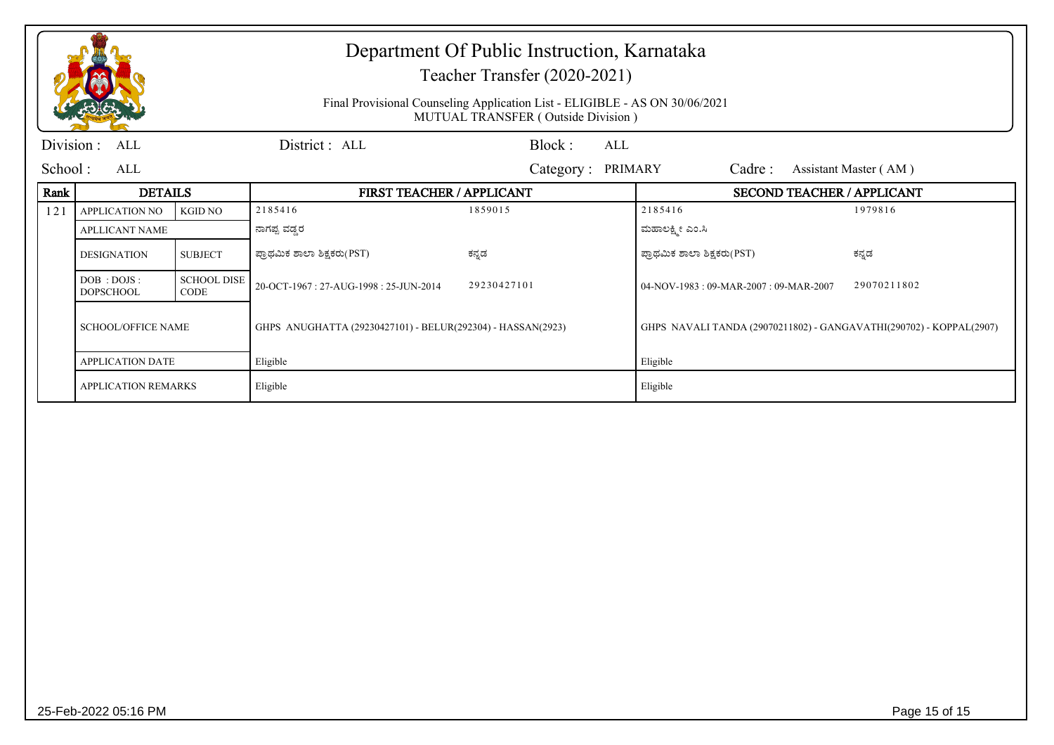# Department Of Public Instruction, Karnataka

Teacher Transfer (2020-2021)

Final Provisional Counseling Application List - ELIGIBLE - AS ON 30/06/2021

MUTUAL TRANSFER ( Outside Division )

Division : ALL | District : ALL | Block : ALL

School : ALL | Category : PRIMARY | Cadre : Assistant Master ( AM )

| Rank | DETAILS | | FIRST TEACHER / APPLICANT | | SECOND TEACHER / APPLICANT | |
|---|---|---|---|---|---|---|
| 121 | APPLICATION NO | KGID NO | 2185416 | 1859015 | 2185416 | 1979816 |
| | APLLICANT NAME | | ನಾಗಪ್ಪ ವಡ್ಡರ | | ಮಹಾಲಕ್ಷ್ಮೀ ಎಂ.ಸಿ | |
| | DESIGNATION | SUBJECT | ಪ್ರಾಥಮಿಕ ಶಾಲಾ ಶಿಕ್ಷಕರು(PST) | ಕನ್ನಡ | ಪ್ರಾಥಮಿಕ ಶಾಲಾ ಶಿಕ್ಷಕರು(PST) | ಕನ್ನಡ |
| | DOB : DOJS : DOPSCHOOL | SCHOOL DISE CODE | 20-OCT-1967 : 27-AUG-1998 : 25-JUN-2014 | 29230427101 | 04-NOV-1983 : 09-MAR-2007 : 09-MAR-2007 | 29070211802 |
| | SCHOOL/OFFICE NAME | | GHPS ANUGHATTA (29230427101) - BELUR(292304) - HASSAN(2923) | | GHPS NAVALI TANDA (29070211802) - GANGAVATHI(290702) - KOPPAL(2907) | |
| | APPLICATION DATE | | Eligible | | Eligible | |
| | APPLICATION REMARKS | | Eligible | | Eligible | |

25-Feb-2022 05:16 PM